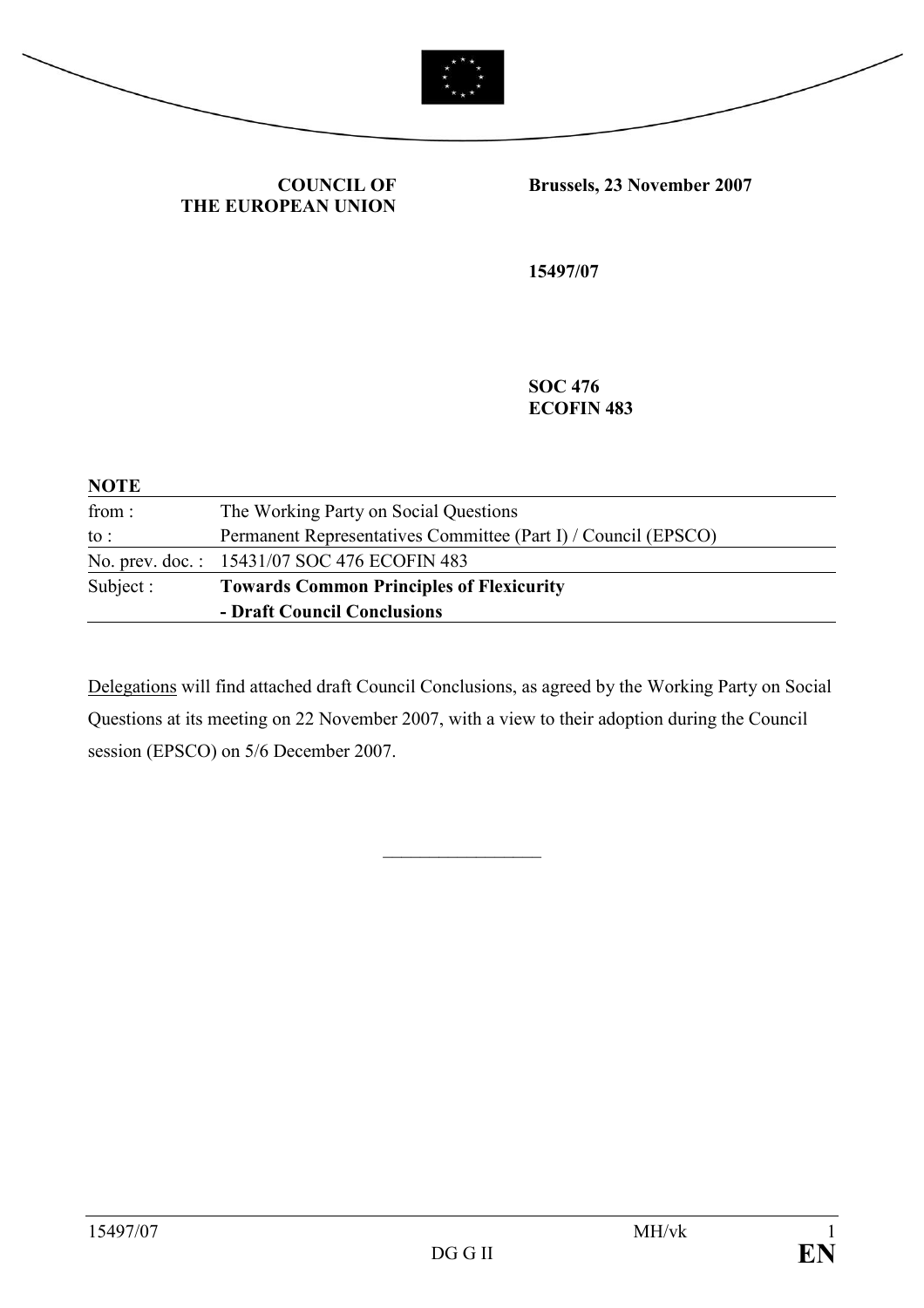**COUNCIL OF THE EUROPEAN UNION**

**Brussels, 23 November 2007**

**15497/07**

**SOC 476**
**ECOFIN 483**

**NOTE**

| | |
|---|---|
| from : | The Working Party on Social Questions |
| to : | Permanent Representatives Committee (Part I) / Council (EPSCO) |
| No. prev. doc. : | 15431/07 SOC 476 ECOFIN 483 |
| Subject : | **Towards Common Principles of Flexicurity - Draft Council Conclusions** |

Delegations will find attached draft Council Conclusions, as agreed by the Working Party on Social Questions at its meeting on 22 November 2007, with a view to their adoption during the Council session (EPSCO) on 5/6 December 2007.

________________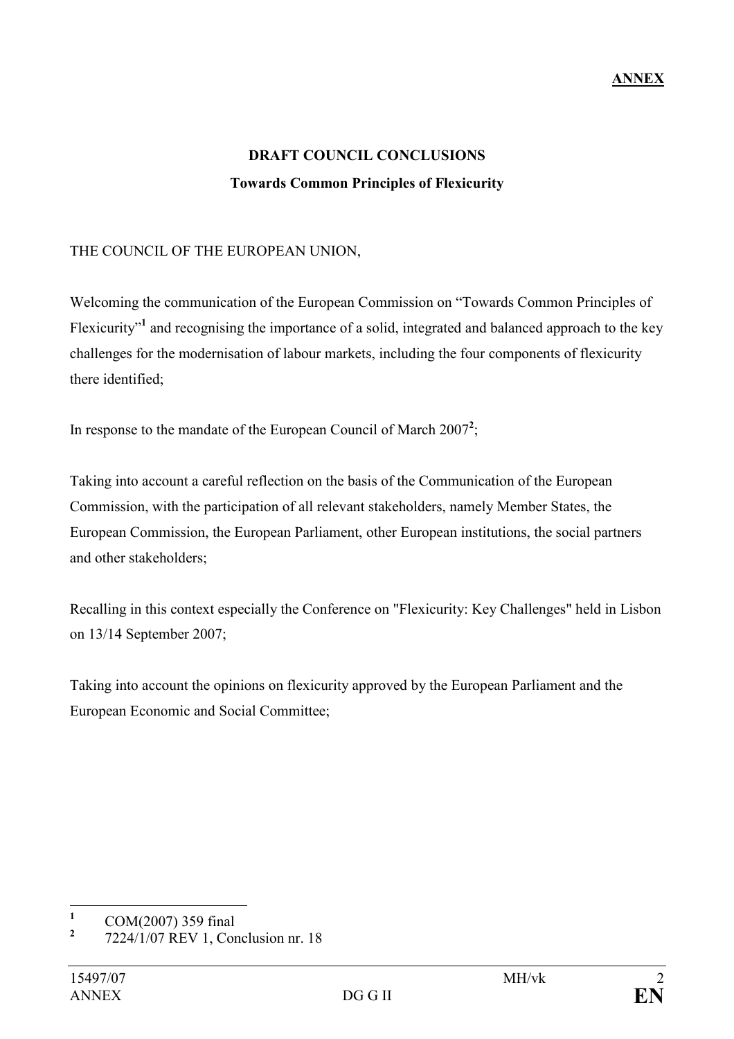**ANNEX**

**DRAFT COUNCIL CONCLUSIONS**

**Towards Common Principles of Flexicurity**

THE COUNCIL OF THE EUROPEAN UNION,

Welcoming the communication of the European Commission on "Towards Common Principles of Flexicurity"[1] and recognising the importance of a solid, integrated and balanced approach to the key challenges for the modernisation of labour markets, including the four components of flexicurity there identified;

In response to the mandate of the European Council of March 2007[2];

Taking into account a careful reflection on the basis of the Communication of the European Commission, with the participation of all relevant stakeholders, namely Member States, the European Commission, the European Parliament, other European institutions, the social partners and other stakeholders;

Recalling in this context especially the Conference on "Flexicurity: Key Challenges" held in Lisbon on 13/14 September 2007;

Taking into account the opinions on flexicurity approved by the European Parliament and the European Economic and Social Committee;

---

[1] COM(2007) 359 final

[2] 7224/1/07 REV 1, Conclusion nr. 18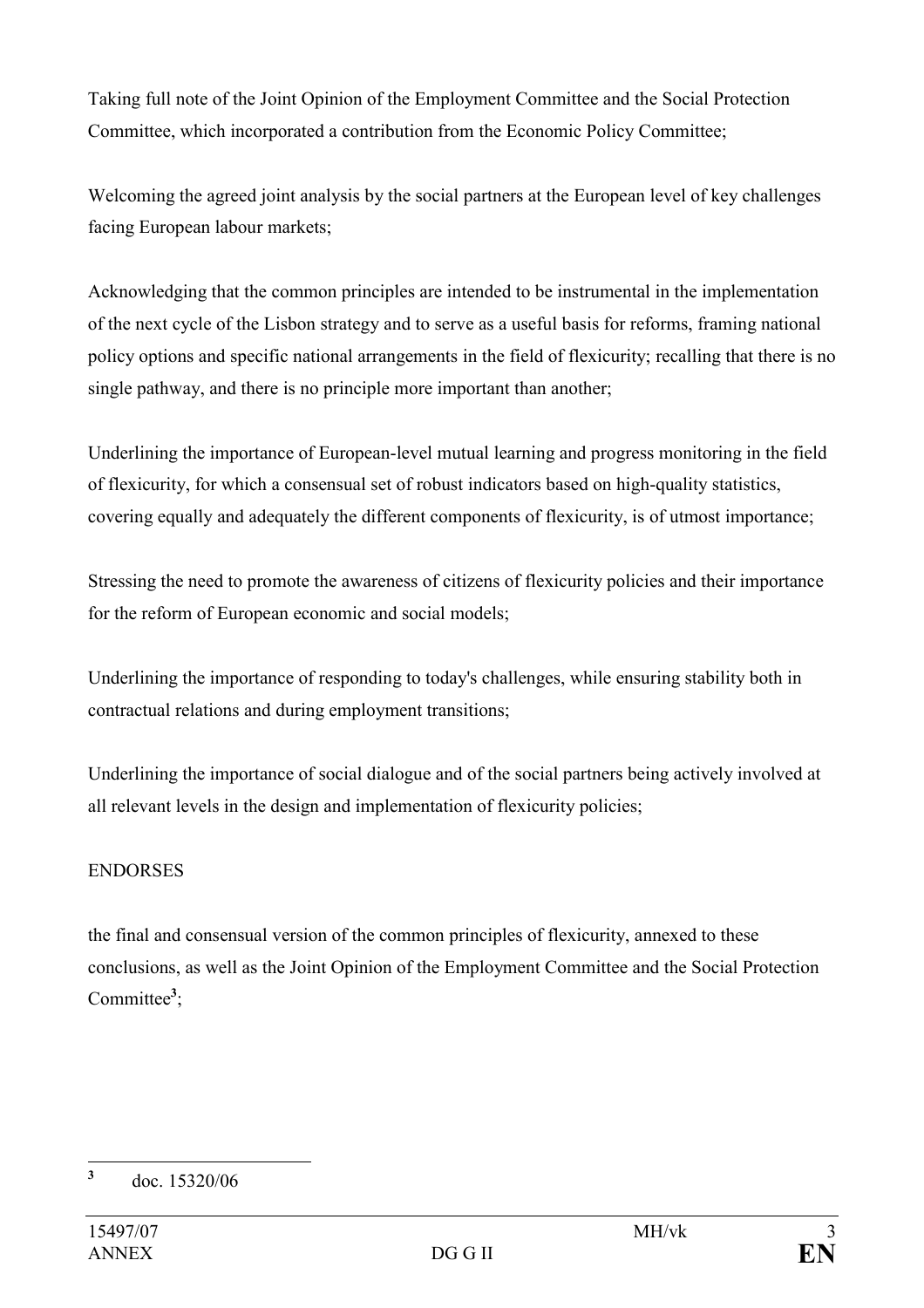Taking full note of the Joint Opinion of the Employment Committee and the Social Protection Committee, which incorporated a contribution from the Economic Policy Committee;

Welcoming the agreed joint analysis by the social partners at the European level of key challenges facing European labour markets;

Acknowledging that the common principles are intended to be instrumental in the implementation of the next cycle of the Lisbon strategy and to serve as a useful basis for reforms, framing national policy options and specific national arrangements in the field of flexicurity; recalling that there is no single pathway, and there is no principle more important than another;

Underlining the importance of European-level mutual learning and progress monitoring in the field of flexicurity, for which a consensual set of robust indicators based on high-quality statistics, covering equally and adequately the different components of flexicurity, is of utmost importance;

Stressing the need to promote the awareness of citizens of flexicurity policies and their importance for the reform of European economic and social models;

Underlining the importance of responding to today's challenges, while ensuring stability both in contractual relations and during employment transitions;

Underlining the importance of social dialogue and of the social partners being actively involved at all relevant levels in the design and implementation of flexicurity policies;

ENDORSES

the final and consensual version of the common principles of flexicurity, annexed to these conclusions, as well as the Joint Opinion of the Employment Committee and the Social Protection Committee[3];

---

[3] doc. 15320/06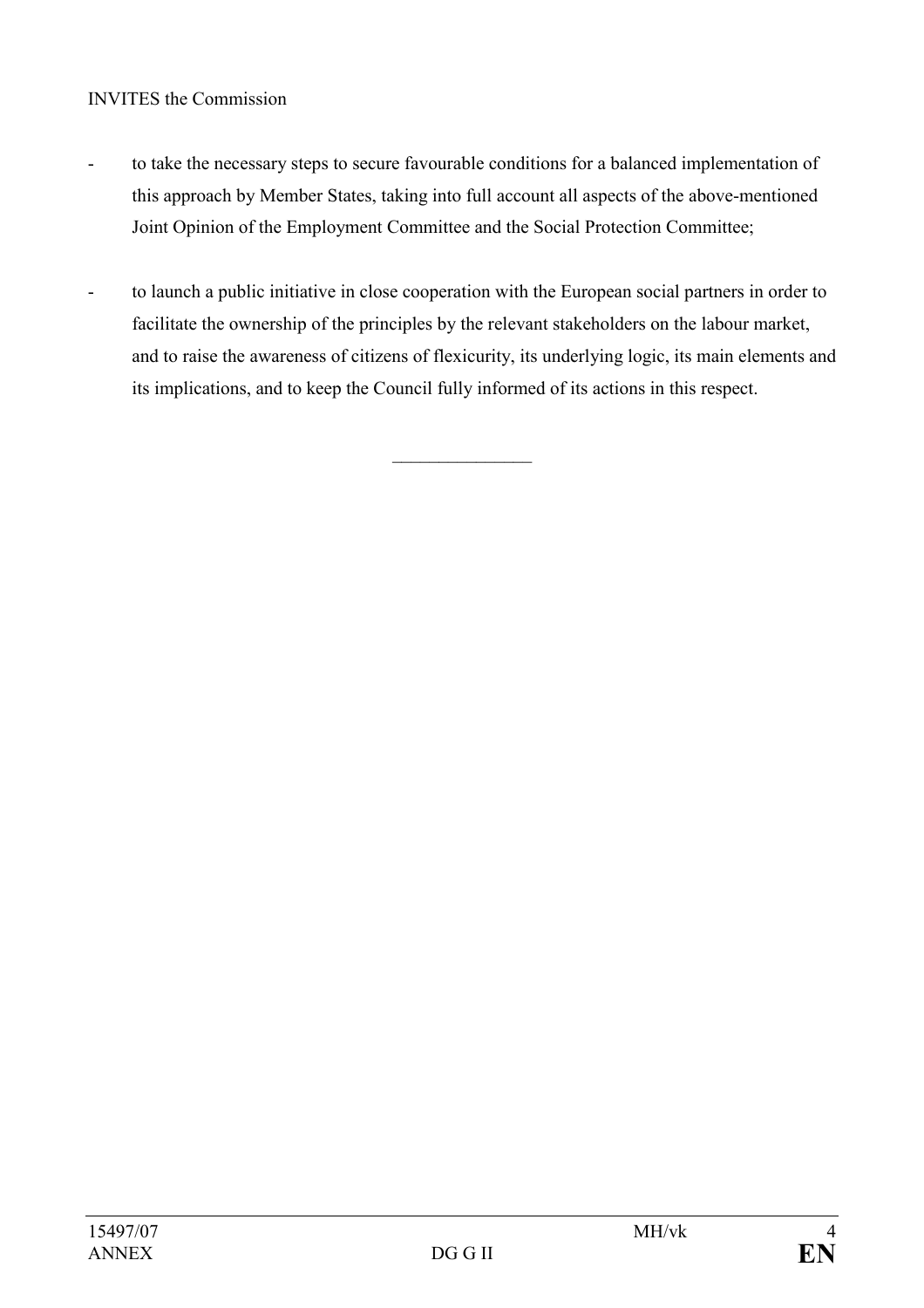INVITES the Commission

- to take the necessary steps to secure favourable conditions for a balanced implementation of this approach by Member States, taking into full account all aspects of the above-mentioned Joint Opinion of the Employment Committee and the Social Protection Committee;

- to launch a public initiative in close cooperation with the European social partners in order to facilitate the ownership of the principles by the relevant stakeholders on the labour market, and to raise the awareness of citizens of flexicurity, its underlying logic, its main elements and its implications, and to keep the Council fully informed of its actions in this respect.

________________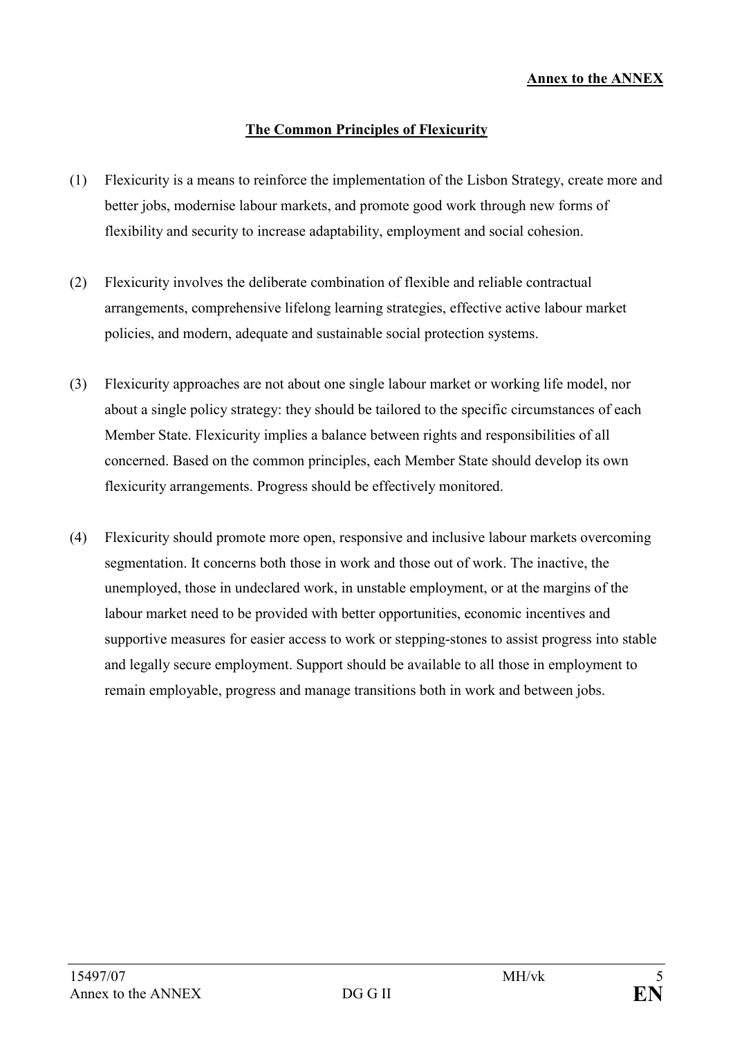**Annex to the ANNEX**

## The Common Principles of Flexicurity

(1) Flexicurity is a means to reinforce the implementation of the Lisbon Strategy, create more and better jobs, modernise labour markets, and promote good work through new forms of flexibility and security to increase adaptability, employment and social cohesion.

(2) Flexicurity involves the deliberate combination of flexible and reliable contractual arrangements, comprehensive lifelong learning strategies, effective active labour market policies, and modern, adequate and sustainable social protection systems.

(3) Flexicurity approaches are not about one single labour market or working life model, nor about a single policy strategy: they should be tailored to the specific circumstances of each Member State. Flexicurity implies a balance between rights and responsibilities of all concerned. Based on the common principles, each Member State should develop its own flexicurity arrangements. Progress should be effectively monitored.

(4) Flexicurity should promote more open, responsive and inclusive labour markets overcoming segmentation. It concerns both those in work and those out of work. The inactive, the unemployed, those in undeclared work, in unstable employment, or at the margins of the labour market need to be provided with better opportunities, economic incentives and supportive measures for easier access to work or stepping-stones to assist progress into stable and legally secure employment. Support should be available to all those in employment to remain employable, progress and manage transitions both in work and between jobs.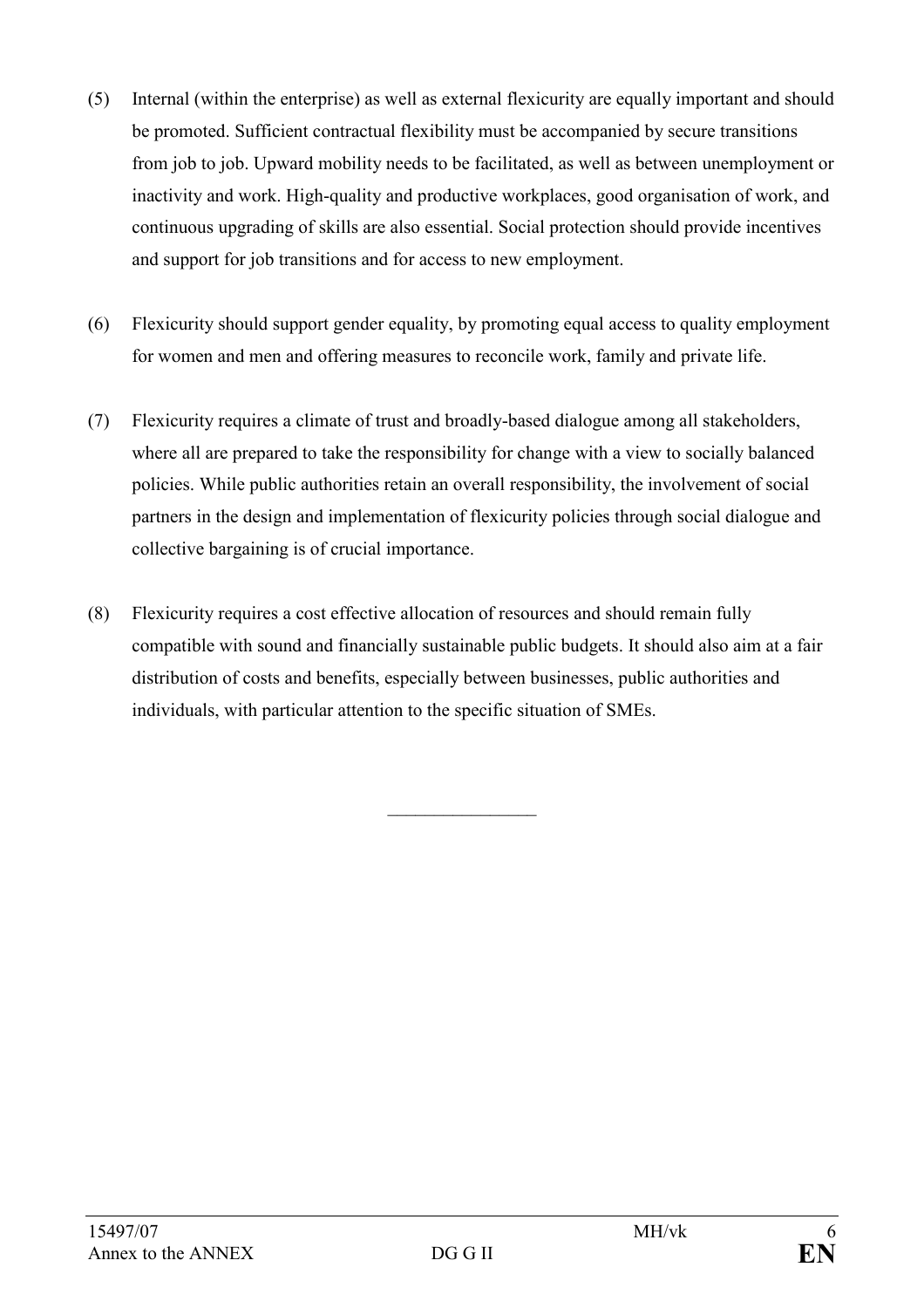(5) Internal (within the enterprise) as well as external flexicurity are equally important and should be promoted. Sufficient contractual flexibility must be accompanied by secure transitions from job to job. Upward mobility needs to be facilitated, as well as between unemployment or inactivity and work. High-quality and productive workplaces, good organisation of work, and continuous upgrading of skills are also essential. Social protection should provide incentives and support for job transitions and for access to new employment.

(6) Flexicurity should support gender equality, by promoting equal access to quality employment for women and men and offering measures to reconcile work, family and private life.

(7) Flexicurity requires a climate of trust and broadly-based dialogue among all stakeholders, where all are prepared to take the responsibility for change with a view to socially balanced policies. While public authorities retain an overall responsibility, the involvement of social partners in the design and implementation of flexicurity policies through social dialogue and collective bargaining is of crucial importance.

(8) Flexicurity requires a cost effective allocation of resources and should remain fully compatible with sound and financially sustainable public budgets. It should also aim at a fair distribution of costs and benefits, especially between businesses, public authorities and individuals, with particular attention to the specific situation of SMEs.

________________